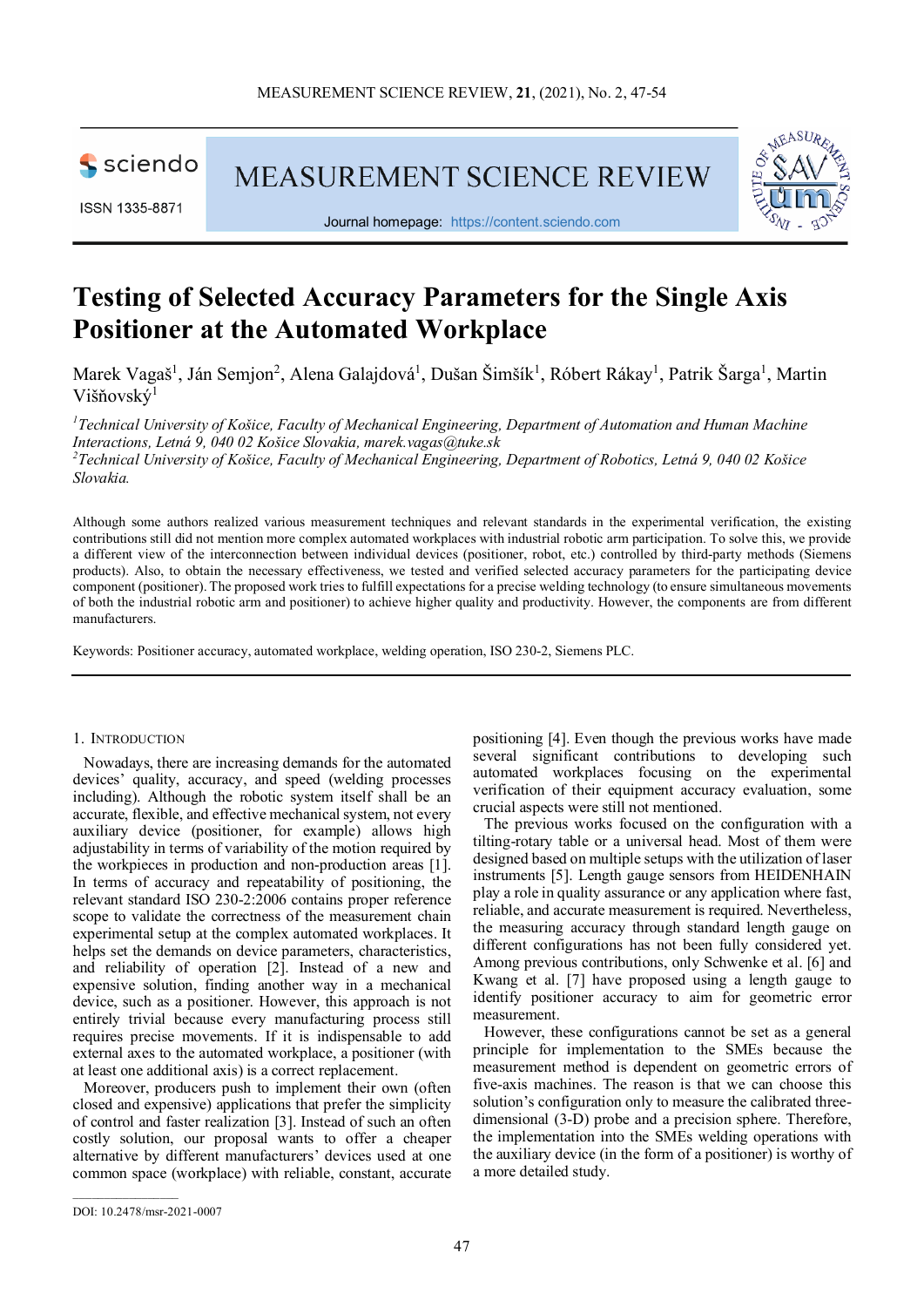# Testing of Selected Accuracy Parameters for the Single Axis Positioner at the Automated Workplace

Marek Vagaš[1], Ján Semjon[2], Alena Galajdová[1], Dušan Šimšík[1], Róbert Rákay[1], Patrik Šarga[1], Martin Višňovský[1]

[1]*Technical University of Košice, Faculty of Mechanical Engineering, Department of Automation and Human Machine Interactions, Letná 9, 040 02 Košice Slovakia, marek.vagas@tuke.sk*

[2]*Technical University of Košice, Faculty of Mechanical Engineering, Department of Robotics, Letná 9, 040 02 Košice Slovakia.*

Although some authors realized various measurement techniques and relevant standards in the experimental verification, the existing contributions still did not mention more complex automated workplaces with industrial robotic arm participation. To solve this, we provide a different view of the interconnection between individual devices (positioner, robot, etc.) controlled by third-party methods (Siemens products). Also, to obtain the necessary effectiveness, we tested and verified selected accuracy parameters for the participating device component (positioner). The proposed work tries to fulfill expectations for a precise welding technology (to ensure simultaneous movements of both the industrial robotic arm and positioner) to achieve higher quality and productivity. However, the components are from different manufacturers.

Keywords: Positioner accuracy, automated workplace, welding operation, ISO 230-2, Siemens PLC.

## 1. Introduction

Nowadays, there are increasing demands for the automated devices' quality, accuracy, and speed (welding processes including). Although the robotic system itself shall be an accurate, flexible, and effective mechanical system, not every auxiliary device (positioner, for example) allows high adjustability in terms of variability of the motion required by the workpieces in production and non-production areas [1]. In terms of accuracy and repeatability of positioning, the relevant standard ISO 230-2:2006 contains proper reference scope to validate the correctness of the measurement chain experimental setup at the complex automated workplaces. It helps set the demands on device parameters, characteristics, and reliability of operation [2]. Instead of a new and expensive solution, finding another way in a mechanical device, such as a positioner. However, this approach is not entirely trivial because every manufacturing process still requires precise movements. If it is indispensable to add external axes to the automated workplace, a positioner (with at least one additional axis) is a correct replacement.

Moreover, producers push to implement their own (often closed and expensive) applications that prefer the simplicity of control and faster realization [3]. Instead of such an often costly solution, our proposal wants to offer a cheaper alternative by different manufacturers' devices used at one common space (workplace) with reliable, constant, accurate positioning [4]. Even though the previous works have made several significant contributions to developing such automated workplaces focusing on the experimental verification of their equipment accuracy evaluation, some crucial aspects were still not mentioned.

The previous works focused on the configuration with a tilting-rotary table or a universal head. Most of them were designed based on multiple setups with the utilization of laser instruments [5]. Length gauge sensors from HEIDENHAIN play a role in quality assurance or any application where fast, reliable, and accurate measurement is required. Nevertheless, the measuring accuracy through standard length gauge on different configurations has not been fully considered yet. Among previous contributions, only Schwenke et al. [6] and Kwang et al. [7] have proposed using a length gauge to identify positioner accuracy to aim for geometric error measurement.

However, these configurations cannot be set as a general principle for implementation to the SMEs because the measurement method is dependent on geometric errors of five-axis machines. The reason is that we can choose this solution's configuration only to measure the calibrated three-dimensional (3-D) probe and a precision sphere. Therefore, the implementation into the SMEs welding operations with the auxiliary device (in the form of a positioner) is worthy of a more detailed study.

DOI: 10.2478/msr-2021-0007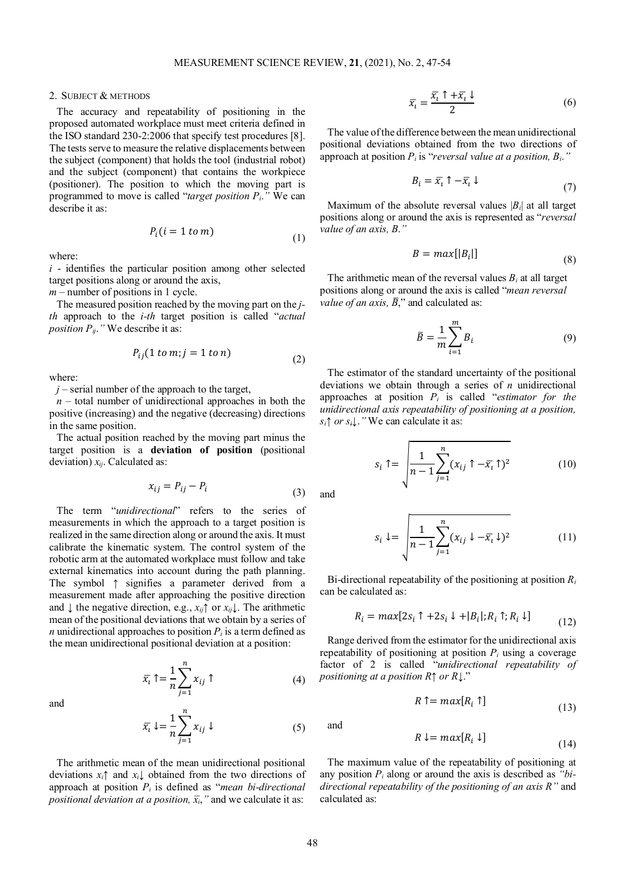## 2. SUBJECT & METHODS

The accuracy and repeatability of positioning in the proposed automated workplace must meet criteria defined in the ISO standard 230-2:2006 that specify test procedures [8]. The tests serve to measure the relative displacements between the subject (component) that holds the tool (industrial robot) and the subject (component) that contains the workpiece (positioner). The position to which the moving part is programmed to move is called "*target position $P_i$.*" We can describe it as:

$$P_i(i = 1\ to\ m) \tag{1}$$

where:

$i$ - identifies the particular position among other selected target positions along or around the axis,

$m$ – number of positions in 1 cycle.

The measured position reached by the moving part on the *j-th* approach to the *i-th* target position is called "*actual position $P_{ij}$.*" We describe it as:

$$P_{ij}(1\ to\ m; j = 1\ to\ n) \tag{2}$$

where:

$j$ – serial number of the approach to the target,

$n$ – total number of unidirectional approaches in both the positive (increasing) and the negative (decreasing) directions in the same position.

The actual position reached by the moving part minus the target position is a **deviation of position** (positional deviation) $x_{ij}$. Calculated as:

$$x_{ij} = P_{ij} - P_i \tag{3}$$

The term "*unidirectional*" refers to the series of measurements in which the approach to a target position is realized in the same direction along or around the axis. It must calibrate the kinematic system. The control system of the robotic arm at the automated workplace must follow and take external kinematics into account during the path planning. The symbol ↑ signifies a parameter derived from a measurement made after approaching the positive direction and ↓ the negative direction, e.g., $x_{ij}\uparrow$ or $x_{ij}\downarrow$. The arithmetic mean of the positional deviations that we obtain by a series of $n$ unidirectional approaches to position $P_i$ is a term defined as the mean unidirectional positional deviation at a position:

$$\bar{x}_i \uparrow = \frac{1}{n}\sum_{j=1}^{n} x_{ij} \uparrow \tag{4}$$

and

$$\bar{x}_i \downarrow = \frac{1}{n}\sum_{j=1}^{n} x_{ij} \downarrow \tag{5}$$

The arithmetic mean of the mean unidirectional positional deviations $x_i\uparrow$ and $x_i\downarrow$ obtained from the two directions of approach at position $P_i$ is defined as "*mean bi-directional positional deviation at a position, $\bar{x}_i$,*" and we calculate it as:

$$\bar{x}_i = \frac{\bar{x}_i \uparrow + \bar{x}_i \downarrow}{2} \tag{6}$$

The value of the difference between the mean unidirectional positional deviations obtained from the two directions of approach at position $P_i$ is "*reversal value at a position, $B_i$.*"

$$B_i = \bar{x}_i \uparrow - \bar{x}_i \downarrow \tag{7}$$

Maximum of the absolute reversal values $|B_i|$ at all target positions along or around the axis is represented as "*reversal value of an axis, B.*"

$$B = max[|B_i|] \tag{8}$$

The arithmetic mean of the reversal values $B_i$ at all target positions along or around the axis is called "*mean reversal value of an axis, $\bar{B}$,*" and calculated as:

$$\bar{B} = \frac{1}{m}\sum_{i=1}^{m} B_i \tag{9}$$

The estimator of the standard uncertainty of the positional deviations we obtain through a series of $n$ unidirectional approaches at position $P_i$ is called "*estimator for the unidirectional axis repeatability of positioning at a position, $s_i\uparrow$ or $s_i\downarrow$.*" We can calculate it as:

$$s_i \uparrow = \sqrt{\frac{1}{n-1}\sum_{j=1}^{n}(x_{ij} \uparrow - \bar{x}_i \uparrow)^2} \tag{10}$$

and

$$s_i \downarrow = \sqrt{\frac{1}{n-1}\sum_{j=1}^{n}(x_{ij} \downarrow - \bar{x}_i \downarrow)^2} \tag{11}$$

Bi-directional repeatability of the positioning at position $R_i$ can be calculated as:

$$R_i = max[2s_i \uparrow + 2s_i \downarrow + |B_i|; R_i \uparrow; R_i \downarrow] \tag{12}$$

Range derived from the estimator for the unidirectional axis repeatability of positioning at position $P_i$ using a coverage factor of 2 is called "*unidirectional repeatability of positioning at a position $R\uparrow$ or $R\downarrow$.*"

$$R \uparrow = max[R_i \uparrow] \tag{13}$$

and

$$R \downarrow = max[R_i \downarrow] \tag{14}$$

The maximum value of the repeatability of positioning at any position $P_i$ along or around the axis is described as *"bi-directional repeatability of the positioning of an axis R"* and calculated as: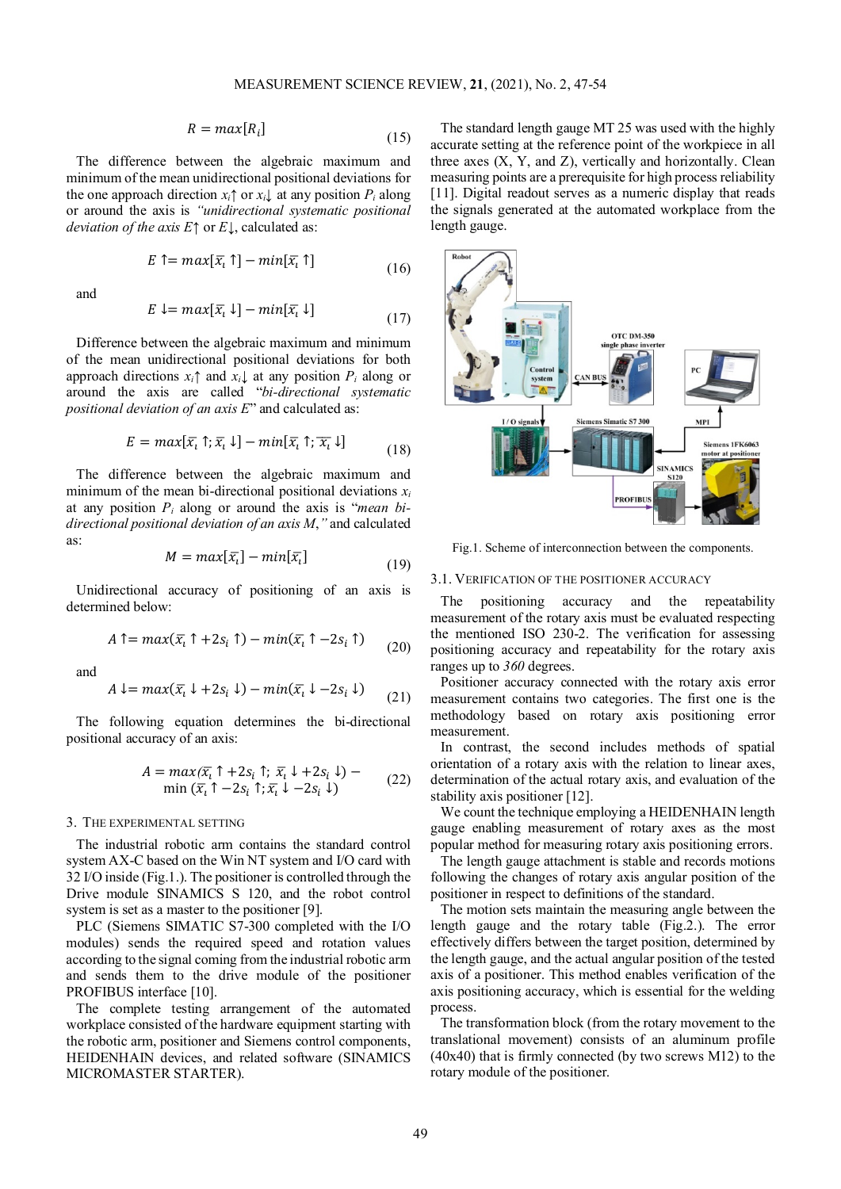$$R = max[R_i] \tag{15}$$

The difference between the algebraic maximum and minimum of the mean unidirectional positional deviations for the one approach direction $x_i\uparrow$ or $x_i\downarrow$ at any position $P_i$ along or around the axis is *"unidirectional systematic positional deviation of the axis $E\uparrow$ or $E\downarrow$*, calculated as:

$$E\uparrow = max[\bar{x}_i\uparrow] - min[\bar{x}_i\uparrow] \tag{16}$$

and

$$E\downarrow = max[\bar{x}_i\downarrow] - min[\bar{x}_i\downarrow] \tag{17}$$

Difference between the algebraic maximum and minimum of the mean unidirectional positional deviations for both approach directions $x_i\uparrow$ and $x_i\downarrow$ at any position $P_i$ along or around the axis are called "*bi-directional systematic positional deviation of an axis E*" and calculated as:

$$E = max[\bar{x}_i\uparrow; \bar{x}_i\downarrow] - min[\bar{x}_i\uparrow; \bar{x}_i\downarrow] \tag{18}$$

The difference between the algebraic maximum and minimum of the mean bi-directional positional deviations $x_i$ at any position $P_i$ along or around the axis is "*mean bi-directional positional deviation of an axis M*," and calculated as:

$$M = max[\bar{x}_i] - min[\bar{x}_i] \tag{19}$$

Unidirectional accuracy of positioning of an axis is determined below:

$$A\uparrow = max(\bar{x}_i\uparrow + 2s_i\uparrow) - min(\bar{x}_i\uparrow - 2s_i\uparrow) \tag{20}$$

and

$$A\downarrow = max(\bar{x}_i\downarrow + 2s_i\downarrow) - min(\bar{x}_i\downarrow - 2s_i\downarrow) \tag{21}$$

The following equation determines the bi-directional positional accuracy of an axis:

$$A = max(\bar{x}_i\uparrow + 2s_i\uparrow;\ \bar{x}_i\downarrow + 2s_i\downarrow) - \min(\bar{x}_i\uparrow - 2s_i\uparrow; \bar{x}_i\downarrow - 2s_i\downarrow) \tag{22}$$

## 3. THE EXPERIMENTAL SETTING

The industrial robotic arm contains the standard control system AX-C based on the Win NT system and I/O card with 32 I/O inside (Fig.1.). The positioner is controlled through the Drive module SINAMICS S 120, and the robot control system is set as a master to the positioner [9].

PLC (Siemens SIMATIC S7-300 completed with the I/O modules) sends the required speed and rotation values according to the signal coming from the industrial robotic arm and sends them to the drive module of the positioner PROFIBUS interface [10].

The complete testing arrangement of the automated workplace consisted of the hardware equipment starting with the robotic arm, positioner and Siemens control components, HEIDENHAIN devices, and related software (SINAMICS MICROMASTER STARTER).

The standard length gauge MT 25 was used with the highly accurate setting at the reference point of the workpiece in all three axes (X, Y, and Z), vertically and horizontally. Clean measuring points are a prerequisite for high process reliability [11]. Digital readout serves as a numeric display that reads the signals generated at the automated workplace from the length gauge.

Fig.1. Scheme of interconnection between the components.

### 3.1. VERIFICATION OF THE POSITIONER ACCURACY

The positioning accuracy and the repeatability measurement of the rotary axis must be evaluated respecting the mentioned ISO 230-2. The verification for assessing positioning accuracy and repeatability for the rotary axis ranges up to *360* degrees.

Positioner accuracy connected with the rotary axis error measurement contains two categories. The first one is the methodology based on rotary axis positioning error measurement.

In contrast, the second includes methods of spatial orientation of a rotary axis with the relation to linear axes, determination of the actual rotary axis, and evaluation of the stability axis positioner [12].

We count the technique employing a HEIDENHAIN length gauge enabling measurement of rotary axes as the most popular method for measuring rotary axis positioning errors.

The length gauge attachment is stable and records motions following the changes of rotary axis angular position of the positioner in respect to definitions of the standard.

The motion sets maintain the measuring angle between the length gauge and the rotary table (Fig.2.). The error effectively differs between the target position, determined by the length gauge, and the actual angular position of the tested axis of a positioner. This method enables verification of the axis positioning accuracy, which is essential for the welding process.

The transformation block (from the rotary movement to the translational movement) consists of an aluminum profile (40x40) that is firmly connected (by two screws M12) to the rotary module of the positioner.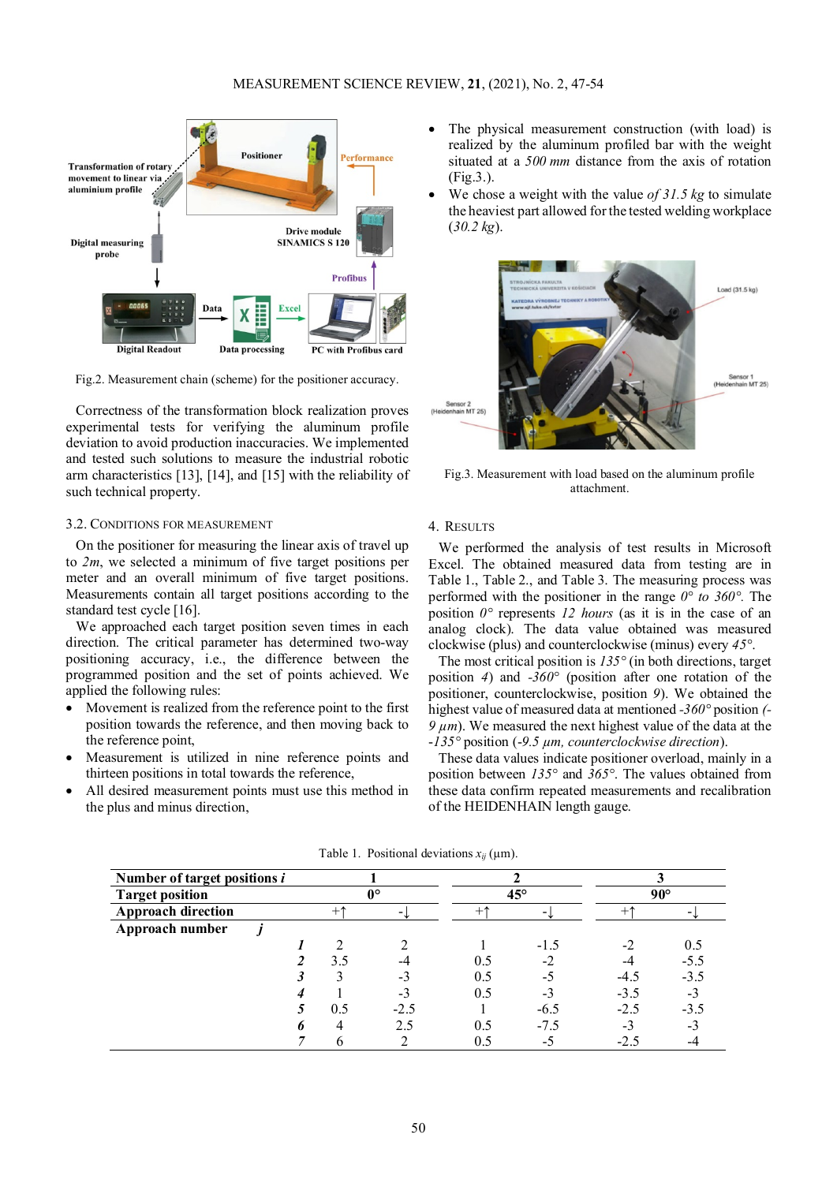Fig.2. Measurement chain (scheme) for the positioner accuracy.

Correctness of the transformation block realization proves experimental tests for verifying the aluminum profile deviation to avoid production inaccuracies. We implemented and tested such solutions to measure the industrial robotic arm characteristics [13], [14], and [15] with the reliability of such technical property.

### 3.2. Conditions for measurement

On the positioner for measuring the linear axis of travel up to *2m*, we selected a minimum of five target positions per meter and an overall minimum of five target positions. Measurements contain all target positions according to the standard test cycle [16].

We approached each target position seven times in each direction. The critical parameter has determined two-way positioning accuracy, i.e., the difference between the programmed position and the set of points achieved. We applied the following rules:

- Movement is realized from the reference point to the first position towards the reference, and then moving back to the reference point,
- Measurement is utilized in nine reference points and thirteen positions in total towards the reference,
- All desired measurement points must use this method in the plus and minus direction,
- The physical measurement construction (with load) is realized by the aluminum profiled bar with the weight situated at a *500 mm* distance from the axis of rotation (Fig.3.).
- We chose a weight with the value *of 31.5 kg* to simulate the heaviest part allowed for the tested welding workplace (*30.2 kg*).

Fig.3. Measurement with load based on the aluminum profile attachment.

## 4. Results

We performed the analysis of test results in Microsoft Excel. The obtained measured data from testing are in Table 1., Table 2., and Table 3. The measuring process was performed with the positioner in the range *0° to 360°*. The position *0°* represents *12 hours* (as it is in the case of an analog clock). The data value obtained was measured clockwise (plus) and counterclockwise (minus) every *45°*.

The most critical position is *135°* (in both directions, target position *4*) and *-360°* (position after one rotation of the positioner, counterclockwise, position *9*). We obtained the highest value of measured data at mentioned *-360°* position *(-9 µm*). We measured the next highest value of the data at the *-135°* position (*-9.5 µm, counterclockwise direction*).

These data values indicate positioner overload, mainly in a position between *135°* and *365°*. The values obtained from these data confirm repeated measurements and recalibration of the HEIDENHAIN length gauge.

Table 1. Positional deviations $x_{ij}$ (µm).

| **Number of target positions *i*** | 1 | | 2 | | 3 | |
|---|---|---|---|---|---|---|
| **Target position** | 0° | | 45° | | 90° | |
| **Approach direction** | +↑ | -↓ | +↑ | -↓ | +↑ | -↓ |
| **Approach number *j*** | | | | | | |
| ***1*** | 2 | 2 | 1 | -1.5 | -2 | 0.5 |
| ***2*** | 3.5 | -4 | 0.5 | -2 | -4 | -5.5 |
| ***3*** | 3 | -3 | 0.5 | -5 | -4.5 | -3.5 |
| ***4*** | 1 | -3 | 0.5 | -3 | -3.5 | -3 |
| ***5*** | 0.5 | -2.5 | 1 | -6.5 | -2.5 | -3.5 |
| ***6*** | 4 | 2.5 | 0.5 | -7.5 | -3 | -3 |
| ***7*** | 6 | 2 | 0.5 | -5 | -2.5 | -4 |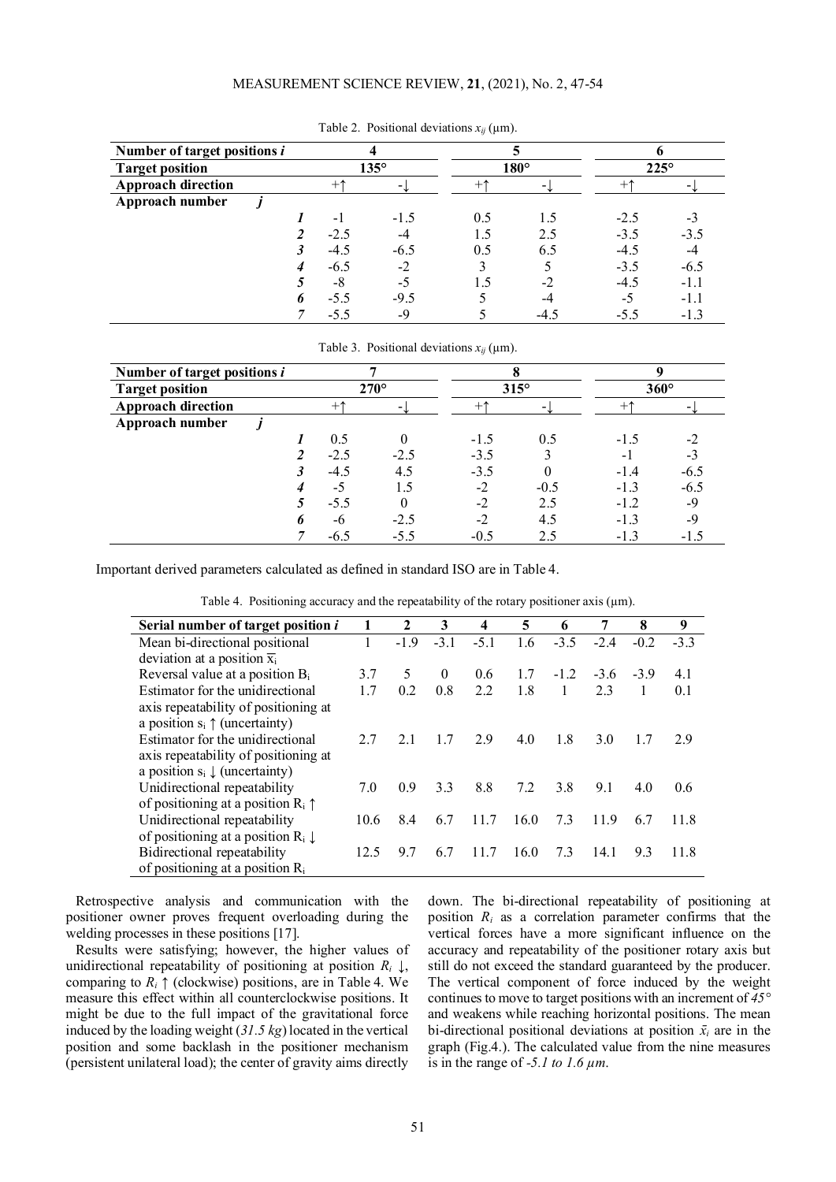Table 2. Positional deviations $x_{ij}$ (μm).

| Number of target positions *i* | | 4 | | 5 | | 6 | |
|---|---|---|---|---|---|---|---|
| **Target position** | | 135° | | 180° | | 225° | |
| **Approach direction** | | +↑ | -↓ | +↑ | -↓ | +↑ | -↓ |
| **Approach number** | ***j*** | | | | | | |
| | *1* | -1 | -1.5 | 0.5 | 1.5 | -2.5 | -3 |
| | *2* | -2.5 | -4 | 1.5 | 2.5 | -3.5 | -3.5 |
| | *3* | -4.5 | -6.5 | 0.5 | 6.5 | -4.5 | -4 |
| | *4* | -6.5 | -2 | 3 | 5 | -3.5 | -6.5 |
| | *5* | -8 | -5 | 1.5 | -2 | -4.5 | -1.1 |
| | *6* | -5.5 | -9.5 | 5 | -4 | -5 | -1.1 |
| | *7* | -5.5 | -9 | 5 | -4.5 | -5.5 | -1.3 |

Table 3. Positional deviations $x_{ij}$ (μm).

| Number of target positions *i* | | 7 | | 8 | | 9 | |
|---|---|---|---|---|---|---|---|
| **Target position** | | 270° | | 315° | | 360° | |
| **Approach direction** | | +↑ | -↓ | +↑ | -↓ | +↑ | -↓ |
| **Approach number** | ***j*** | | | | | | |
| | *1* | 0.5 | 0 | -1.5 | 0.5 | -1.5 | -2 |
| | *2* | -2.5 | -2.5 | -3.5 | 3 | -1 | -3 |
| | *3* | -4.5 | 4.5 | -3.5 | 0 | -1.4 | -6.5 |
| | *4* | -5 | 1.5 | -2 | -0.5 | -1.3 | -6.5 |
| | *5* | -5.5 | 0 | -2 | 2.5 | -1.2 | -9 |
| | *6* | -6 | -2.5 | -2 | 4.5 | -1.3 | -9 |
| | *7* | -6.5 | -5.5 | -0.5 | 2.5 | -1.3 | -1.5 |

Important derived parameters calculated as defined in standard ISO are in Table 4.

Table 4. Positioning accuracy and the repeatability of the rotary positioner axis (μm).

| Serial number of target position *i* | 1 | 2 | 3 | 4 | 5 | 6 | 7 | 8 | 9 |
|---|---|---|---|---|---|---|---|---|---|
| Mean bi-directional positional deviation at a position $\overline{x}_i$ | 1 | -1.9 | -3.1 | -5.1 | 1.6 | -3.5 | -2.4 | -0.2 | -3.3 |
| Reversal value at a position $B_i$ | 3.7 | 5 | 0 | 0.6 | 1.7 | -1.2 | -3.6 | -3.9 | 4.1 |
| Estimator for the unidirectional axis repeatability of positioning at a position $s_i$ ↑ (uncertainty) | 1.7 | 0.2 | 0.8 | 2.2 | 1.8 | 1 | 2.3 | 1 | 0.1 |
| Estimator for the unidirectional axis repeatability of positioning at a position $s_i$ ↓ (uncertainty) | 2.7 | 2.1 | 1.7 | 2.9 | 4.0 | 1.8 | 3.0 | 1.7 | 2.9 |
| Unidirectional repeatability of positioning at a position $R_i$ ↑ | 7.0 | 0.9 | 3.3 | 8.8 | 7.2 | 3.8 | 9.1 | 4.0 | 0.6 |
| Unidirectional repeatability of positioning at a position $R_i$ ↓ | 10.6 | 8.4 | 6.7 | 11.7 | 16.0 | 7.3 | 11.9 | 6.7 | 11.8 |
| Bidirectional repeatability of positioning at a position $R_i$ | 12.5 | 9.7 | 6.7 | 11.7 | 16.0 | 7.3 | 14.1 | 9.3 | 11.8 |

Retrospective analysis and communication with the positioner owner proves frequent overloading during the welding processes in these positions [17].

Results were satisfying; however, the higher values of unidirectional repeatability of positioning at position $R_i$ ↓, comparing to $R_i$ ↑ (clockwise) positions, are in Table 4. We measure this effect within all counterclockwise positions. It might be due to the full impact of the gravitational force induced by the loading weight (*31.5 kg*) located in the vertical position and some backlash in the positioner mechanism (persistent unilateral load); the center of gravity aims directly down. The bi-directional repeatability of positioning at position $R_i$ as a correlation parameter confirms that the vertical forces have a more significant influence on the accuracy and repeatability of the positioner rotary axis but still do not exceed the standard guaranteed by the producer. The vertical component of force induced by the weight continues to move to target positions with an increment of *45°* and weakens while reaching horizontal positions. The mean bi-directional positional deviations at position $\bar{x}_i$ are in the graph (Fig.4.). The calculated value from the nine measures is in the range of *-5.1 to 1.6 μm*.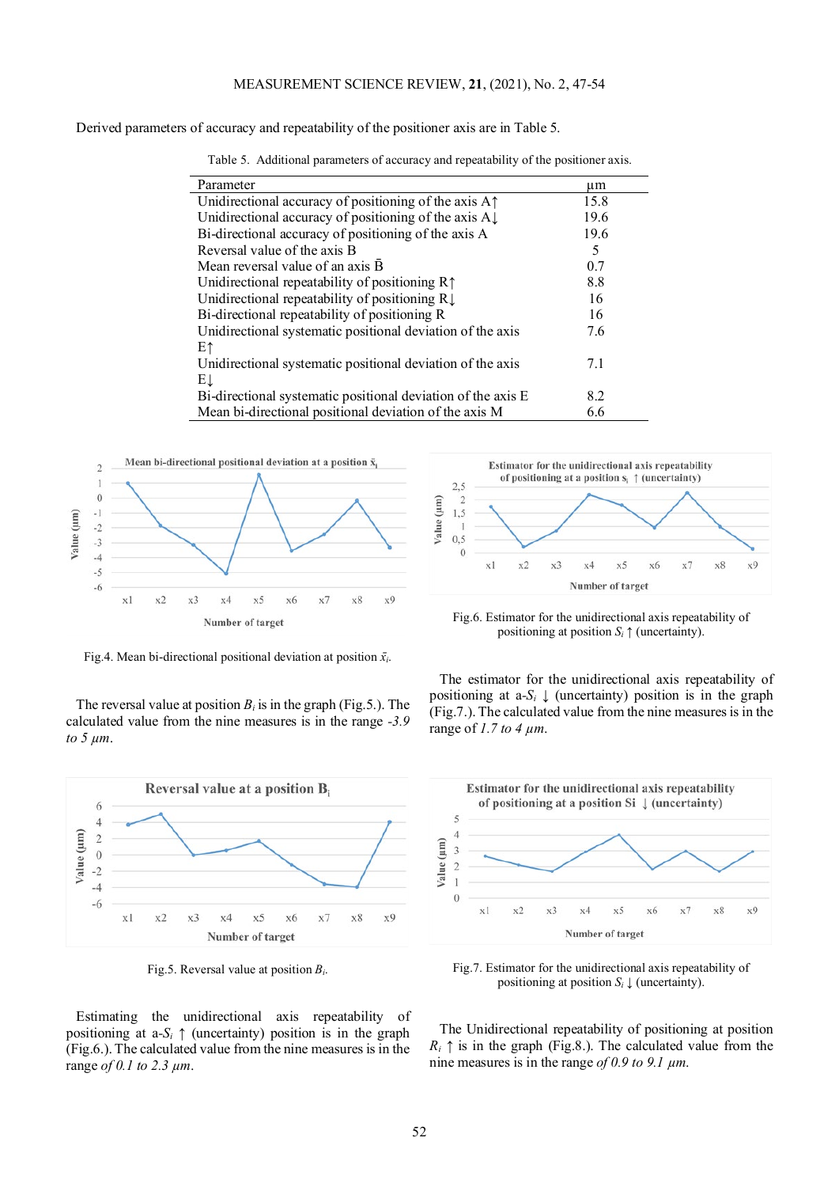Derived parameters of accuracy and repeatability of the positioner axis are in Table 5.

Table 5. Additional parameters of accuracy and repeatability of the positioner axis.

| Parameter | µm |
|---|---|
| Unidirectional accuracy of positioning of the axis A↑ | 15.8 |
| Unidirectional accuracy of positioning of the axis A↓ | 19.6 |
| Bi-directional accuracy of positioning of the axis A | 19.6 |
| Reversal value of the axis B | 5 |
| Mean reversal value of an axis $\bar{B}$ | 0.7 |
| Unidirectional repeatability of positioning R↑ | 8.8 |
| Unidirectional repeatability of positioning R↓ | 16 |
| Bi-directional repeatability of positioning R | 16 |
| Unidirectional systematic positional deviation of the axis E↑ | 7.6 |
| Unidirectional systematic positional deviation of the axis E↓ | 7.1 |
| Bi-directional systematic positional deviation of the axis E | 8.2 |
| Mean bi-directional positional deviation of the axis M | 6.6 |

Fig.4. Mean bi-directional positional deviation at position $\bar{x}_i$.

Fig.6. Estimator for the unidirectional axis repeatability of positioning at position $S_i$ ↑ (uncertainty).

The reversal value at position $B_i$ is in the graph (Fig.5.). The calculated value from the nine measures is in the range *-3.9 to 5 µm*.

The estimator for the unidirectional axis repeatability of positioning at a-$S_i$ ↓ (uncertainty) position is in the graph (Fig.7.). The calculated value from the nine measures is in the range of *1.7 to 4 µm*.

Fig.5. Reversal value at position $B_i$.

Fig.7. Estimator for the unidirectional axis repeatability of positioning at position $S_i$ ↓ (uncertainty).

Estimating the unidirectional axis repeatability of positioning at a-$S_i$ ↑ (uncertainty) position is in the graph (Fig.6.). The calculated value from the nine measures is in the range *of 0.1 to 2.3 µm*.

The Unidirectional repeatability of positioning at position $R_i$ ↑ is in the graph (Fig.8.). The calculated value from the nine measures is in the range *of 0.9 to 9.1 µm*.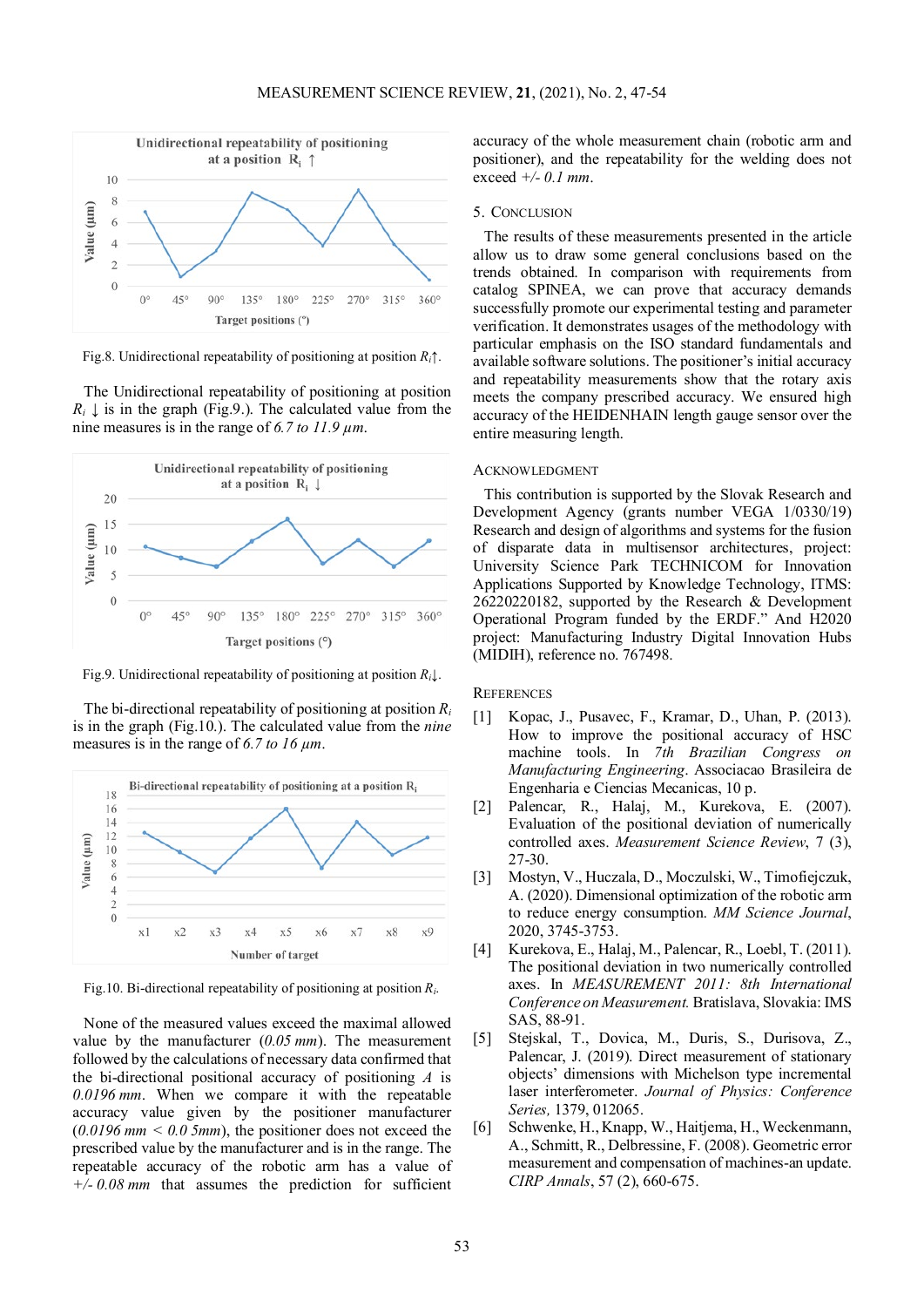Fig.8. Unidirectional repeatability of positioning at position $R_i\uparrow$.

The Unidirectional repeatability of positioning at position $R_i\downarrow$ is in the graph (Fig.9.). The calculated value from the nine measures is in the range of *6.7 to 11.9 µm*.

Fig.9. Unidirectional repeatability of positioning at position $R_i\downarrow$.

The bi-directional repeatability of positioning at position $R_i$ is in the graph (Fig.10.). The calculated value from the *nine* measures is in the range of *6.7 to 16 µm*.

Fig.10. Bi-directional repeatability of positioning at position $R_i$.

None of the measured values exceed the maximal allowed value by the manufacturer (*0.05 mm*). The measurement followed by the calculations of necessary data confirmed that the bi-directional positional accuracy of positioning *A* is *0.0196 mm*. When we compare it with the repeatable accuracy value given by the positioner manufacturer (*0.0196 mm < 0.0 5mm*), the positioner does not exceed the prescribed value by the manufacturer and is in the range. The repeatable accuracy of the robotic arm has a value of *+/- 0.08 mm* that assumes the prediction for sufficient accuracy of the whole measurement chain (robotic arm and positioner), and the repeatability for the welding does not exceed *+/- 0.1 mm*.

## 5. Conclusion

The results of these measurements presented in the article allow us to draw some general conclusions based on the trends obtained. In comparison with requirements from catalog SPINEA, we can prove that accuracy demands successfully promote our experimental testing and parameter verification. It demonstrates usages of the methodology with particular emphasis on the ISO standard fundamentals and available software solutions. The positioner's initial accuracy and repeatability measurements show that the rotary axis meets the company prescribed accuracy. We ensured high accuracy of the HEIDENHAIN length gauge sensor over the entire measuring length.

## Acknowledgment

This contribution is supported by the Slovak Research and Development Agency (grants number VEGA 1/0330/19) Research and design of algorithms and systems for the fusion of disparate data in multisensor architectures, project: University Science Park TECHNICOM for Innovation Applications Supported by Knowledge Technology, ITMS: 26220220182, supported by the Research & Development Operational Program funded by the ERDF." And H2020 project: Manufacturing Industry Digital Innovation Hubs (MIDIH), reference no. 767498.

## References

[1] Kopac, J., Pusavec, F., Kramar, D., Uhan, P. (2013). How to improve the positional accuracy of HSC machine tools. In *7th Brazilian Congress on Manufacturing Engineering*. Associacao Brasileira de Engenharia e Ciencias Mecanicas, 10 p.

[2] Palencar, R., Halaj, M., Kurekova, E. (2007). Evaluation of the positional deviation of numerically controlled axes. *Measurement Science Review*, 7 (3), 27-30.

[3] Mostyn, V., Huczala, D., Moczulski, W., Timofiejczuk, A. (2020). Dimensional optimization of the robotic arm to reduce energy consumption. *MM Science Journal*, 2020, 3745-3753.

[4] Kurekova, E., Halaj, M., Palencar, R., Loebl, T. (2011). The positional deviation in two numerically controlled axes. In *MEASUREMENT 2011: 8th International Conference on Measurement.* Bratislava, Slovakia: IMS SAS, 88-91.

[5] Stejskal, T., Dovica, M., Duris, S., Durisova, Z., Palencar, J. (2019). Direct measurement of stationary objects' dimensions with Michelson type incremental laser interferometer. *Journal of Physics: Conference Series,* 1379, 012065.

[6] Schwenke, H., Knapp, W., Haitjema, H., Weckenmann, A., Schmitt, R., Delbressine, F. (2008). Geometric error measurement and compensation of machines-an update. *CIRP Annals*, 57 (2), 660-675.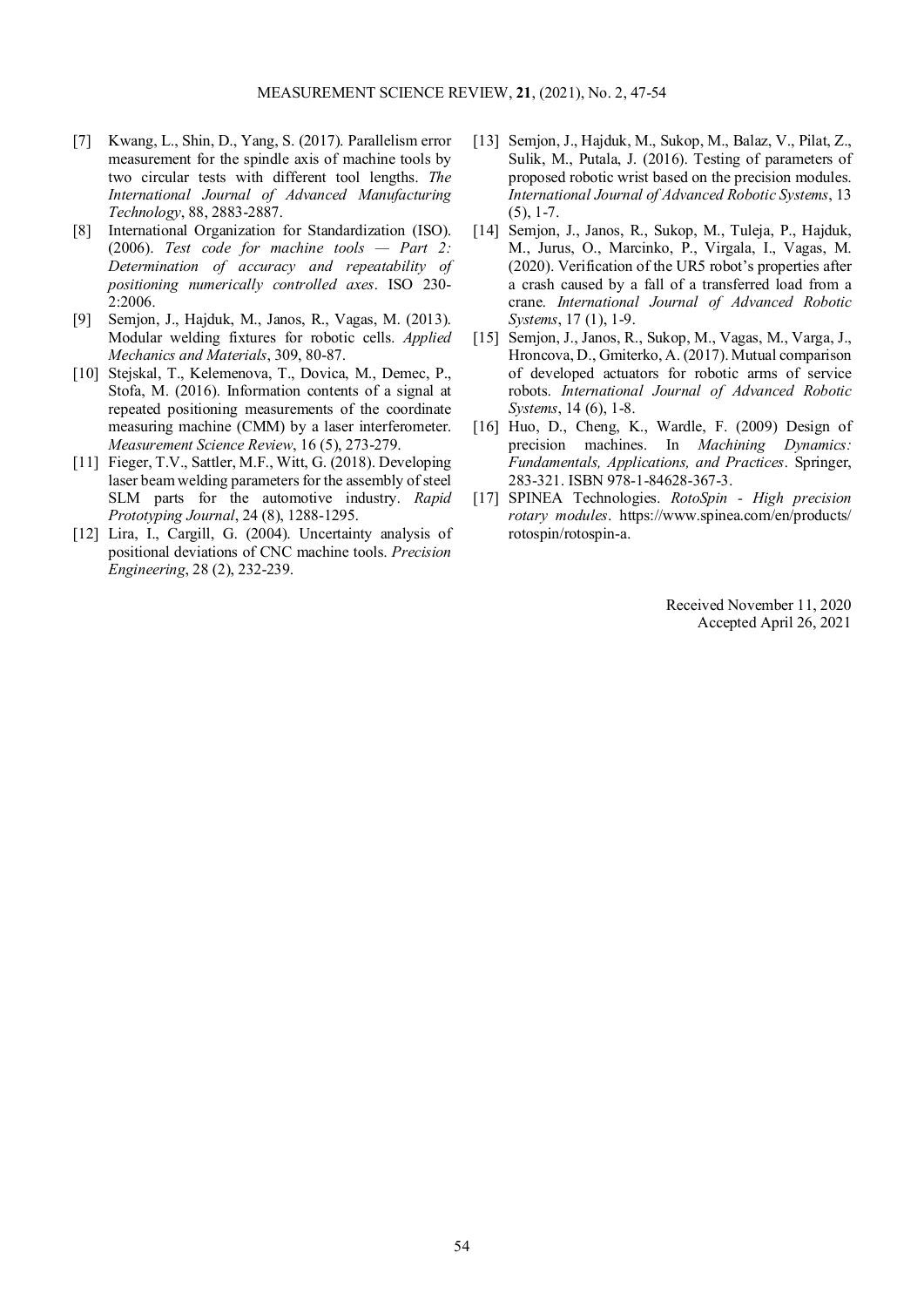[7] Kwang, L., Shin, D., Yang, S. (2017). Parallelism error measurement for the spindle axis of machine tools by two circular tests with different tool lengths. *The International Journal of Advanced Manufacturing Technology*, 88, 2883-2887.

[8] International Organization for Standardization (ISO). (2006). *Test code for machine tools — Part 2: Determination of accuracy and repeatability of positioning numerically controlled axes*. ISO 230-2:2006.

[9] Semjon, J., Hajduk, M., Janos, R., Vagas, M. (2013). Modular welding fixtures for robotic cells. *Applied Mechanics and Materials*, 309, 80-87.

[10] Stejskal, T., Kelemenova, T., Dovica, M., Demec, P., Stofa, M. (2016). Information contents of a signal at repeated positioning measurements of the coordinate measuring machine (CMM) by a laser interferometer. *Measurement Science Review*, 16 (5), 273-279.

[11] Fieger, T.V., Sattler, M.F., Witt, G. (2018). Developing laser beam welding parameters for the assembly of steel SLM parts for the automotive industry. *Rapid Prototyping Journal*, 24 (8), 1288-1295.

[12] Lira, I., Cargill, G. (2004). Uncertainty analysis of positional deviations of CNC machine tools. *Precision Engineering*, 28 (2), 232-239.

[13] Semjon, J., Hajduk, M., Sukop, M., Balaz, V., Pilat, Z., Sulik, M., Putala, J. (2016). Testing of parameters of proposed robotic wrist based on the precision modules. *International Journal of Advanced Robotic Systems*, 13 (5), 1-7.

[14] Semjon, J., Janos, R., Sukop, M., Tuleja, P., Hajduk, M., Jurus, O., Marcinko, P., Virgala, I., Vagas, M. (2020). Verification of the UR5 robot's properties after a crash caused by a fall of a transferred load from a crane. *International Journal of Advanced Robotic Systems*, 17 (1), 1-9.

[15] Semjon, J., Janos, R., Sukop, M., Vagas, M., Varga, J., Hroncova, D., Gmiterko, A. (2017). Mutual comparison of developed actuators for robotic arms of service robots. *International Journal of Advanced Robotic Systems*, 14 (6), 1-8.

[16] Huo, D., Cheng, K., Wardle, F. (2009) Design of precision machines. In *Machining Dynamics: Fundamentals, Applications, and Practices*. Springer, 283-321. ISBN 978-1-84628-367-3.

[17] SPINEA Technologies. *RotoSpin - High precision rotary modules*. https://www.spinea.com/en/products/rotospin/rotospin-a.

Received November 11, 2020
Accepted April 26, 2021